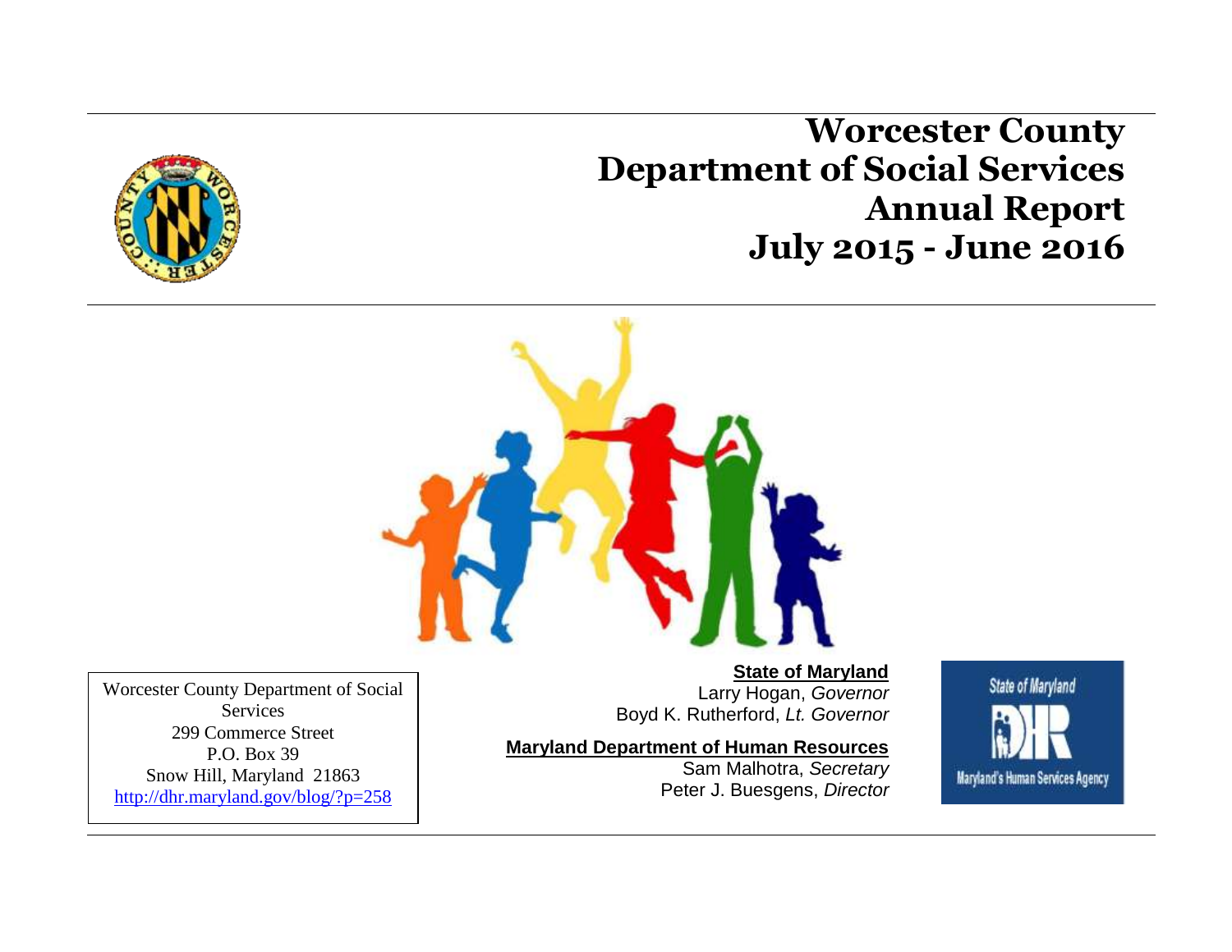# Worcester County Department of Social Services Annual Report July 2015 - June 2016

Worcester County Department of Social Services
299 Commerce Street
P.O. Box 39
Snow Hill, Maryland 21863
http://dhr.maryland.gov/blog/?p=258

**State of Maryland**
Larry Hogan, *Governor*
Boyd K. Rutherford, *Lt. Governor*

**Maryland Department of Human Resources**
Sam Malhotra, *Secretary*
Peter J. Buesgens, *Director*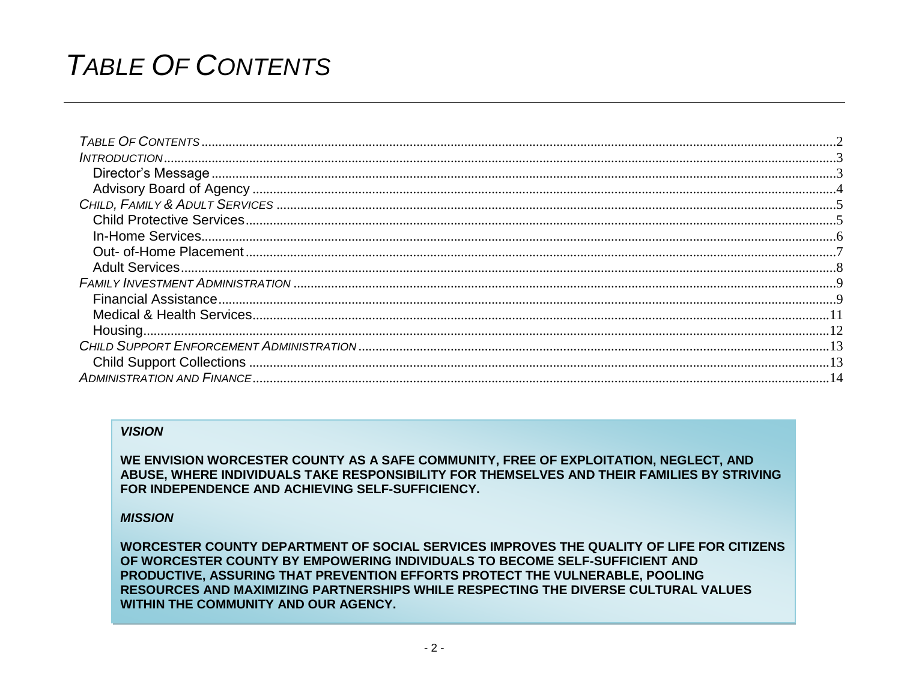# *TABLE OF CONTENTS*

*TABLE OF CONTENTS* .......... 2
*INTRODUCTION* .......... 3
  Director's Message .......... 3
  Advisory Board of Agency .......... 4
*CHILD, FAMILY & ADULT SERVICES* .......... 5
  Child Protective Services .......... 5
  In-Home Services .......... 6
  Out- of-Home Placement .......... 7
  Adult Services .......... 8
*FAMILY INVESTMENT ADMINISTRATION* .......... 9
  Financial Assistance .......... 9
  Medical & Health Services .......... 11
  Housing .......... 12
*CHILD SUPPORT ENFORCEMENT ADMINISTRATION* .......... 13
  Child Support Collections .......... 13
*ADMINISTRATION AND FINANCE* .......... 14

***VISION***

**WE ENVISION WORCESTER COUNTY AS A SAFE COMMUNITY, FREE OF EXPLOITATION, NEGLECT, AND ABUSE, WHERE INDIVIDUALS TAKE RESPONSIBILITY FOR THEMSELVES AND THEIR FAMILIES BY STRIVING FOR INDEPENDENCE AND ACHIEVING SELF-SUFFICIENCY.**

***MISSION***

**WORCESTER COUNTY DEPARTMENT OF SOCIAL SERVICES IMPROVES THE QUALITY OF LIFE FOR CITIZENS OF WORCESTER COUNTY BY EMPOWERING INDIVIDUALS TO BECOME SELF-SUFFICIENT AND PRODUCTIVE, ASSURING THAT PREVENTION EFFORTS PROTECT THE VULNERABLE, POOLING RESOURCES AND MAXIMIZING PARTNERSHIPS WHILE RESPECTING THE DIVERSE CULTURAL VALUES WITHIN THE COMMUNITY AND OUR AGENCY.**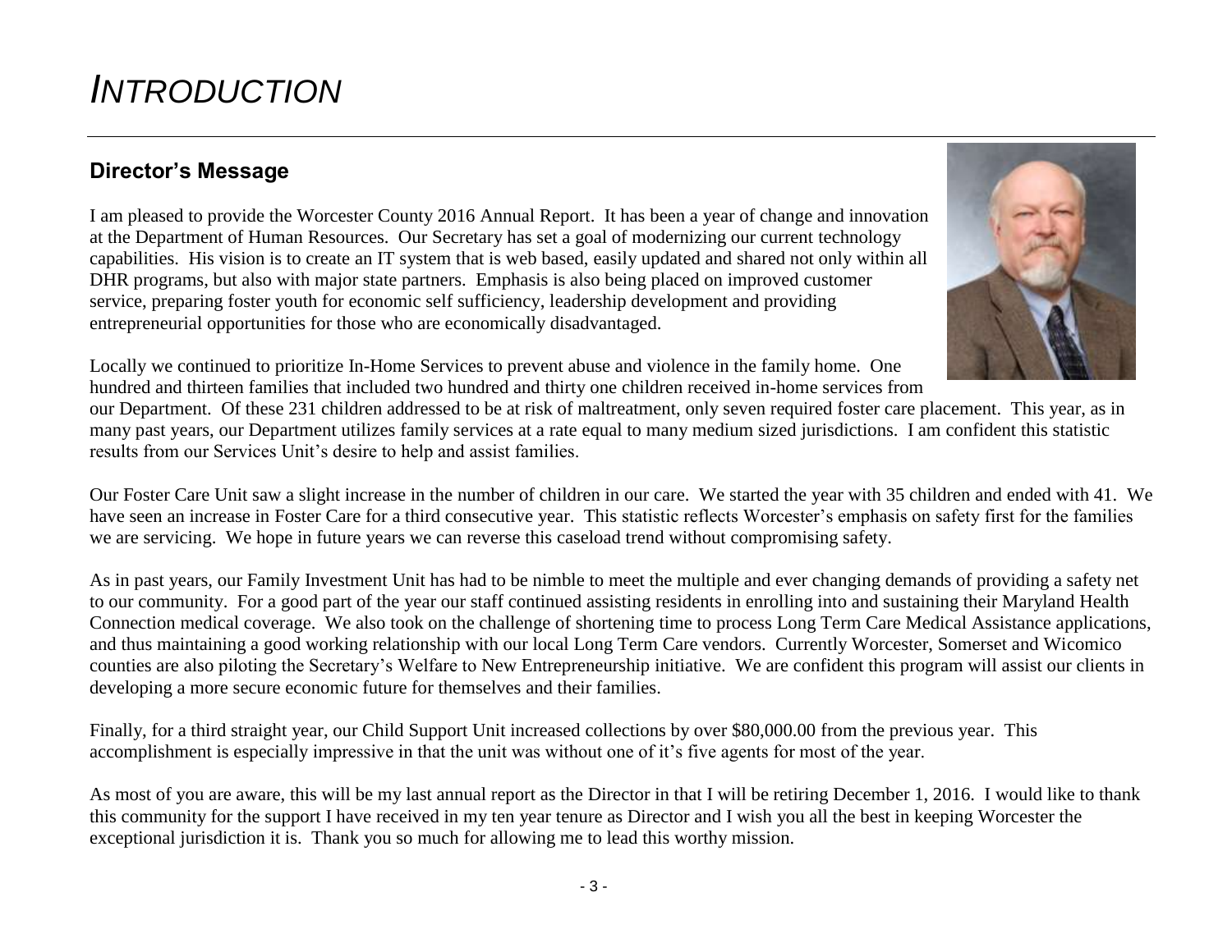# *INTRODUCTION*

## Director's Message

I am pleased to provide the Worcester County 2016 Annual Report. It has been a year of change and innovation at the Department of Human Resources. Our Secretary has set a goal of modernizing our current technology capabilities. His vision is to create an IT system that is web based, easily updated and shared not only within all DHR programs, but also with major state partners. Emphasis is also being placed on improved customer service, preparing foster youth for economic self sufficiency, leadership development and providing entrepreneurial opportunities for those who are economically disadvantaged.

Locally we continued to prioritize In-Home Services to prevent abuse and violence in the family home. One hundred and thirteen families that included two hundred and thirty one children received in-home services from our Department. Of these 231 children addressed to be at risk of maltreatment, only seven required foster care placement. This year, as in many past years, our Department utilizes family services at a rate equal to many medium sized jurisdictions. I am confident this statistic results from our Services Unit's desire to help and assist families.

Our Foster Care Unit saw a slight increase in the number of children in our care. We started the year with 35 children and ended with 41. We have seen an increase in Foster Care for a third consecutive year. This statistic reflects Worcester's emphasis on safety first for the families we are servicing. We hope in future years we can reverse this caseload trend without compromising safety.

As in past years, our Family Investment Unit has had to be nimble to meet the multiple and ever changing demands of providing a safety net to our community. For a good part of the year our staff continued assisting residents in enrolling into and sustaining their Maryland Health Connection medical coverage. We also took on the challenge of shortening time to process Long Term Care Medical Assistance applications, and thus maintaining a good working relationship with our local Long Term Care vendors. Currently Worcester, Somerset and Wicomico counties are also piloting the Secretary's Welfare to New Entrepreneurship initiative. We are confident this program will assist our clients in developing a more secure economic future for themselves and their families.

Finally, for a third straight year, our Child Support Unit increased collections by over $80,000.00 from the previous year. This accomplishment is especially impressive in that the unit was without one of it's five agents for most of the year.

As most of you are aware, this will be my last annual report as the Director in that I will be retiring December 1, 2016. I would like to thank this community for the support I have received in my ten year tenure as Director and I wish you all the best in keeping Worcester the exceptional jurisdiction it is. Thank you so much for allowing me to lead this worthy mission.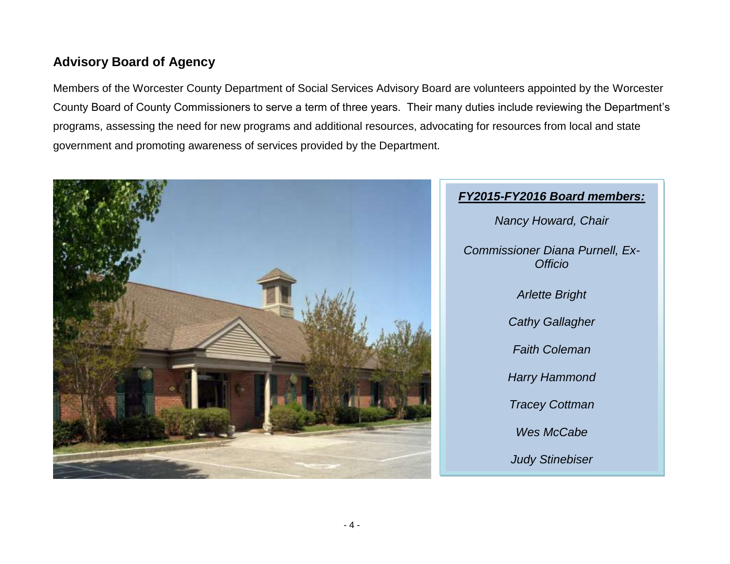## Advisory Board of Agency

Members of the Worcester County Department of Social Services Advisory Board are volunteers appointed by the Worcester County Board of County Commissioners to serve a term of three years. Their many duties include reviewing the Department's programs, assessing the need for new programs and additional resources, advocating for resources from local and state government and promoting awareness of services provided by the Department.

***FY2015-FY2016 Board members:***

*Nancy Howard, Chair*

*Commissioner Diana Purnell, Ex-Officio*

*Arlette Bright*

*Cathy Gallagher*

*Faith Coleman*

*Harry Hammond*

*Tracey Cottman*

*Wes McCabe*

*Judy Stinebiser*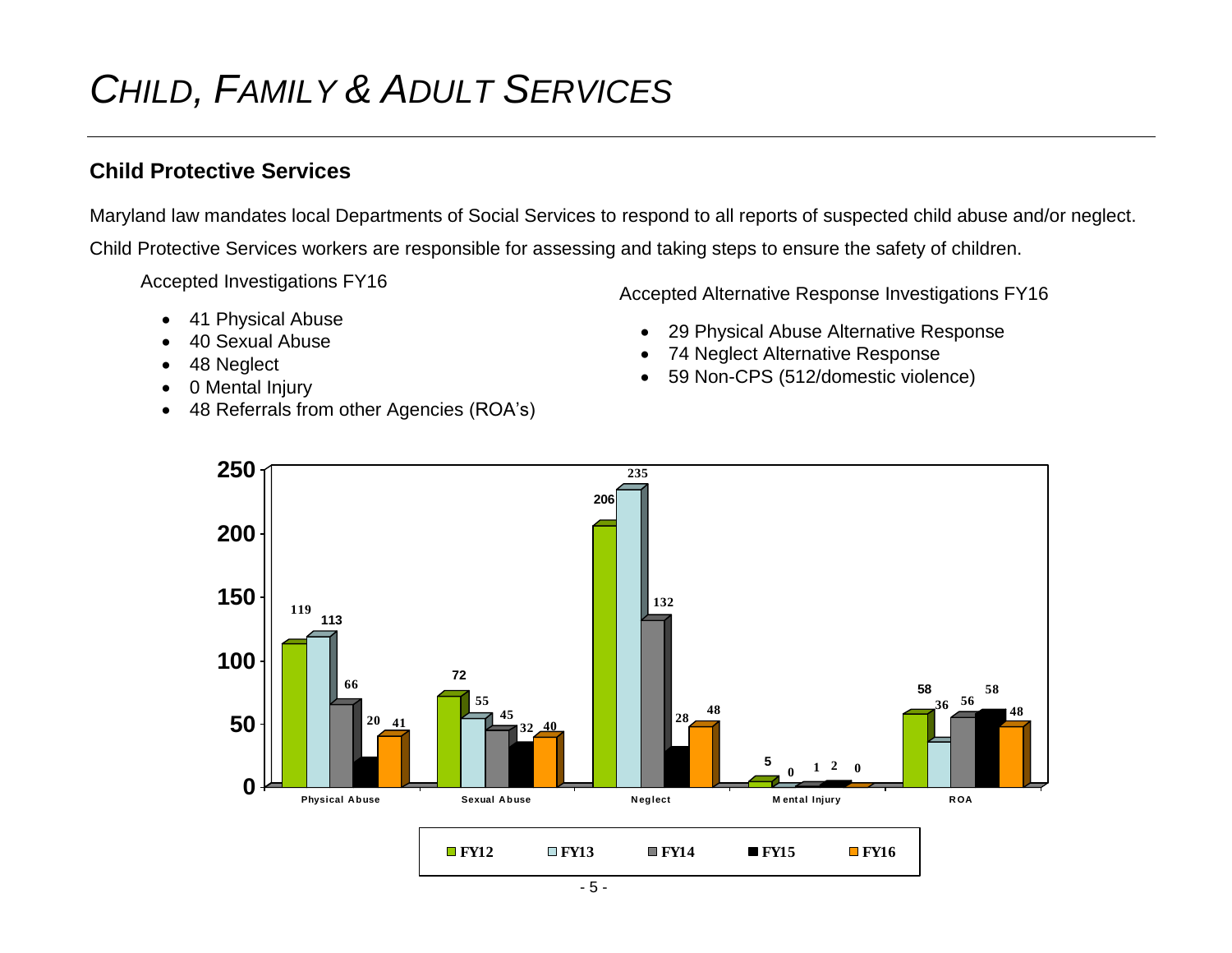# *CHILD, FAMILY & ADULT SERVICES*

## Child Protective Services

Maryland law mandates local Departments of Social Services to respond to all reports of suspected child abuse and/or neglect.

Child Protective Services workers are responsible for assessing and taking steps to ensure the safety of children.

Accepted Investigations FY16

- 41 Physical Abuse
- 40 Sexual Abuse
- 48 Neglect
- 0 Mental Injury
- 48 Referrals from other Agencies (ROA's)

Accepted Alternative Response Investigations FY16

- 29 Physical Abuse Alternative Response
- 74 Neglect Alternative Response
- 59 Non-CPS (512/domestic violence)

| | FY12 | FY13 | FY14 | FY15 | FY16 |
|---|---|---|---|---|---|
| Physical Abuse | 119 | 113 | 66 | 20 | 41 |
| Sexual Abuse | 72 | 55 | 45 | 32 | 40 |
| Neglect | 206 | 235 | 132 | 28 | 48 |
| Mental Injury | 5 | 0 | 1 | 2 | 0 |
| ROA | 58 | 36 | 56 | 58 | 48 |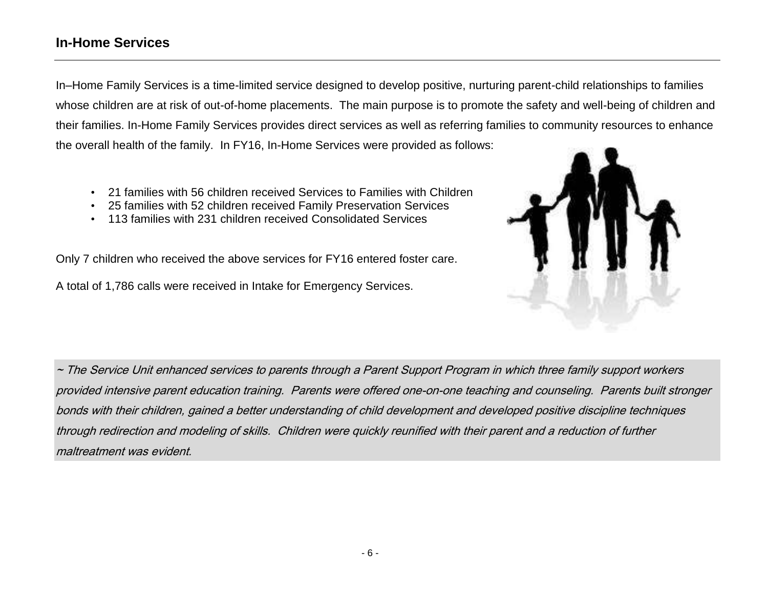## In-Home Services

In–Home Family Services is a time-limited service designed to develop positive, nurturing parent-child relationships to families whose children are at risk of out-of-home placements. The main purpose is to promote the safety and well-being of children and their families. In-Home Family Services provides direct services as well as referring families to community resources to enhance the overall health of the family. In FY16, In-Home Services were provided as follows:

- 21 families with 56 children received Services to Families with Children
- 25 families with 52 children received Family Preservation Services
- 113 families with 231 children received Consolidated Services

Only 7 children who received the above services for FY16 entered foster care.

A total of 1,786 calls were received in Intake for Emergency Services.

*~ The Service Unit enhanced services to parents through a Parent Support Program in which three family support workers provided intensive parent education training. Parents were offered one-on-one teaching and counseling. Parents built stronger bonds with their children, gained a better understanding of child development and developed positive discipline techniques through redirection and modeling of skills. Children were quickly reunified with their parent and a reduction of further maltreatment was evident.*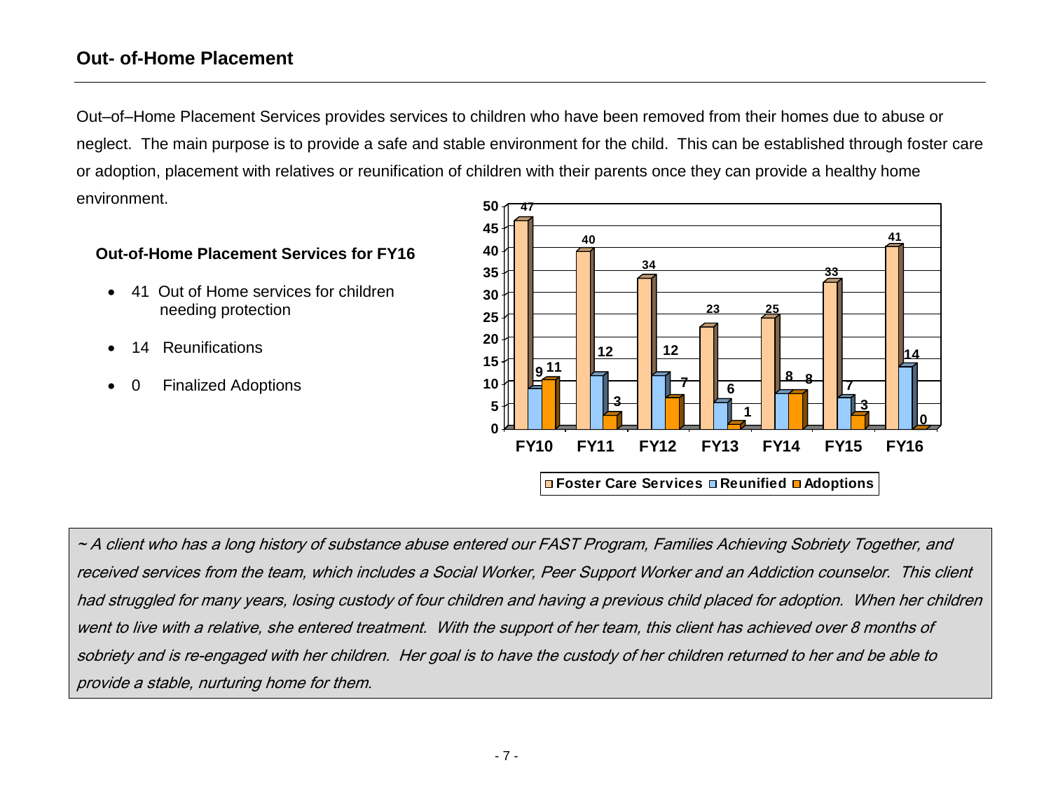## Out- of-Home Placement

Out–of–Home Placement Services provides services to children who have been removed from their homes due to abuse or neglect. The main purpose is to provide a safe and stable environment for the child. This can be established through foster care or adoption, placement with relatives or reunification of children with their parents once they can provide a healthy home environment.

### Out-of-Home Placement Services for FY16

- 41 Out of Home services for children needing protection
- 14 Reunifications
- 0 Finalized Adoptions

| | FY10 | FY11 | FY12 | FY13 | FY14 | FY15 | FY16 |
|---|---|---|---|---|---|---|---|
| Foster Care Services | 47 | 40 | 34 | 23 | 25 | 33 | 41 |
| Reunified | 9 | 12 | 12 | 6 | 8 | 7 | 14 |
| Adoptions | 11 | 3 | 7 | 1 | 8 | 3 | 0 |

*~ A client who has a long history of substance abuse entered our FAST Program, Families Achieving Sobriety Together, and received services from the team, which includes a Social Worker, Peer Support Worker and an Addiction counselor. This client had struggled for many years, losing custody of four children and having a previous child placed for adoption. When her children went to live with a relative, she entered treatment. With the support of her team, this client has achieved over 8 months of sobriety and is re-engaged with her children. Her goal is to have the custody of her children returned to her and be able to provide a stable, nurturing home for them.*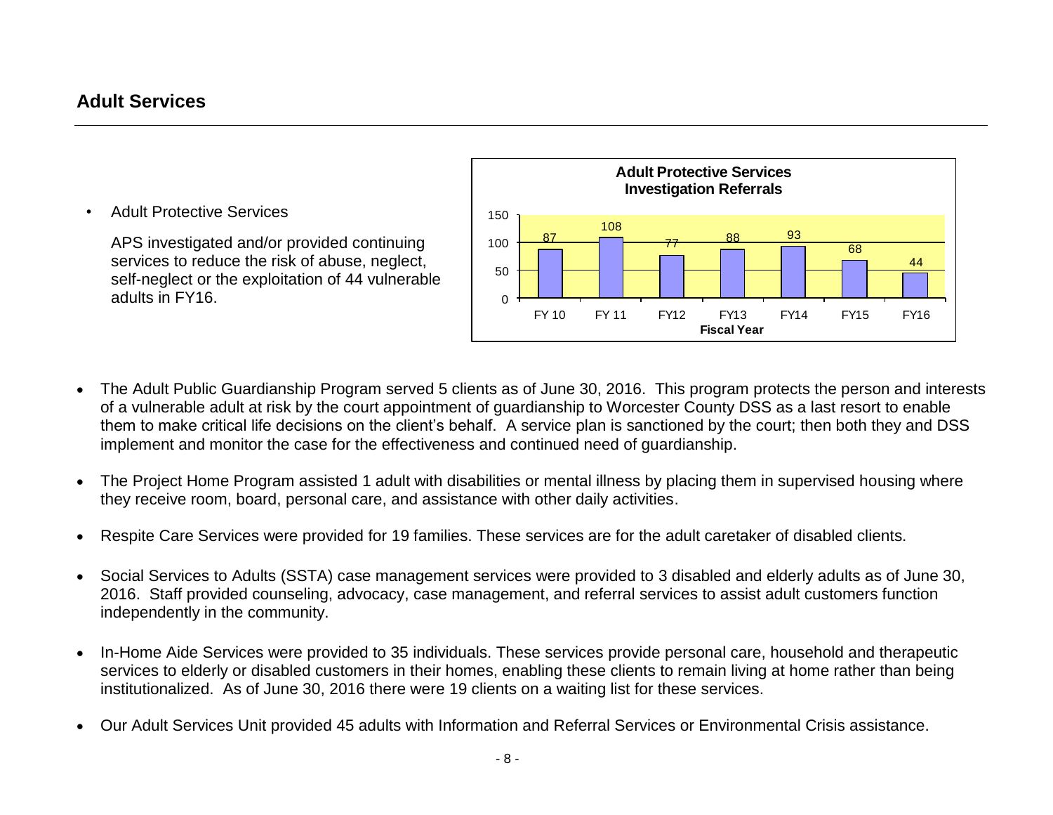## Adult Services

- Adult Protective Services

  APS investigated and/or provided continuing services to reduce the risk of abuse, neglect, self-neglect or the exploitation of 44 vulnerable adults in FY16.

**Adult Protective Services Investigation Referrals**

| Fiscal Year | FY 10 | FY 11 | FY12 | FY13 | FY14 | FY15 | FY16 |
|---|---|---|---|---|---|---|---|
| Referrals | 87 | 108 | 77 | 88 | 93 | 68 | 44 |

- The Adult Public Guardianship Program served 5 clients as of June 30, 2016. This program protects the person and interests of a vulnerable adult at risk by the court appointment of guardianship to Worcester County DSS as a last resort to enable them to make critical life decisions on the client's behalf. A service plan is sanctioned by the court; then both they and DSS implement and monitor the case for the effectiveness and continued need of guardianship.

- The Project Home Program assisted 1 adult with disabilities or mental illness by placing them in supervised housing where they receive room, board, personal care, and assistance with other daily activities.

- Respite Care Services were provided for 19 families. These services are for the adult caretaker of disabled clients.

- Social Services to Adults (SSTA) case management services were provided to 3 disabled and elderly adults as of June 30, 2016. Staff provided counseling, advocacy, case management, and referral services to assist adult customers function independently in the community.

- In-Home Aide Services were provided to 35 individuals. These services provide personal care, household and therapeutic services to elderly or disabled customers in their homes, enabling these clients to remain living at home rather than being institutionalized. As of June 30, 2016 there were 19 clients on a waiting list for these services.

- Our Adult Services Unit provided 45 adults with Information and Referral Services or Environmental Crisis assistance.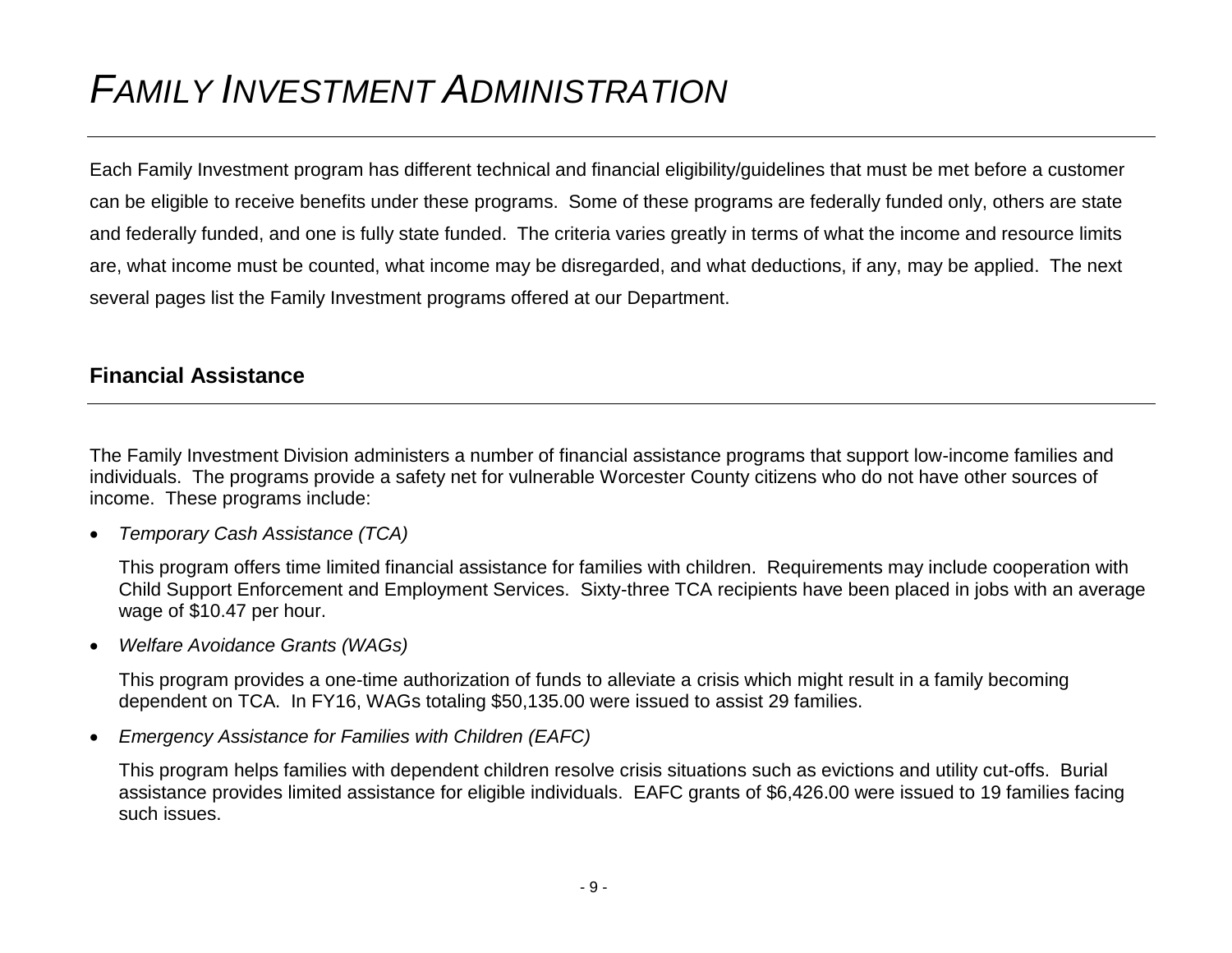# *FAMILY INVESTMENT ADMINISTRATION*

Each Family Investment program has different technical and financial eligibility/guidelines that must be met before a customer can be eligible to receive benefits under these programs. Some of these programs are federally funded only, others are state and federally funded, and one is fully state funded. The criteria varies greatly in terms of what the income and resource limits are, what income must be counted, what income may be disregarded, and what deductions, if any, may be applied. The next several pages list the Family Investment programs offered at our Department.

## Financial Assistance

The Family Investment Division administers a number of financial assistance programs that support low-income families and individuals. The programs provide a safety net for vulnerable Worcester County citizens who do not have other sources of income. These programs include:

- *Temporary Cash Assistance (TCA)*

  This program offers time limited financial assistance for families with children. Requirements may include cooperation with Child Support Enforcement and Employment Services. Sixty-three TCA recipients have been placed in jobs with an average wage of $10.47 per hour.

- *Welfare Avoidance Grants (WAGs)*

  This program provides a one-time authorization of funds to alleviate a crisis which might result in a family becoming dependent on TCA. In FY16, WAGs totaling $50,135.00 were issued to assist 29 families.

- *Emergency Assistance for Families with Children (EAFC)*

  This program helps families with dependent children resolve crisis situations such as evictions and utility cut-offs. Burial assistance provides limited assistance for eligible individuals. EAFC grants of $6,426.00 were issued to 19 families facing such issues.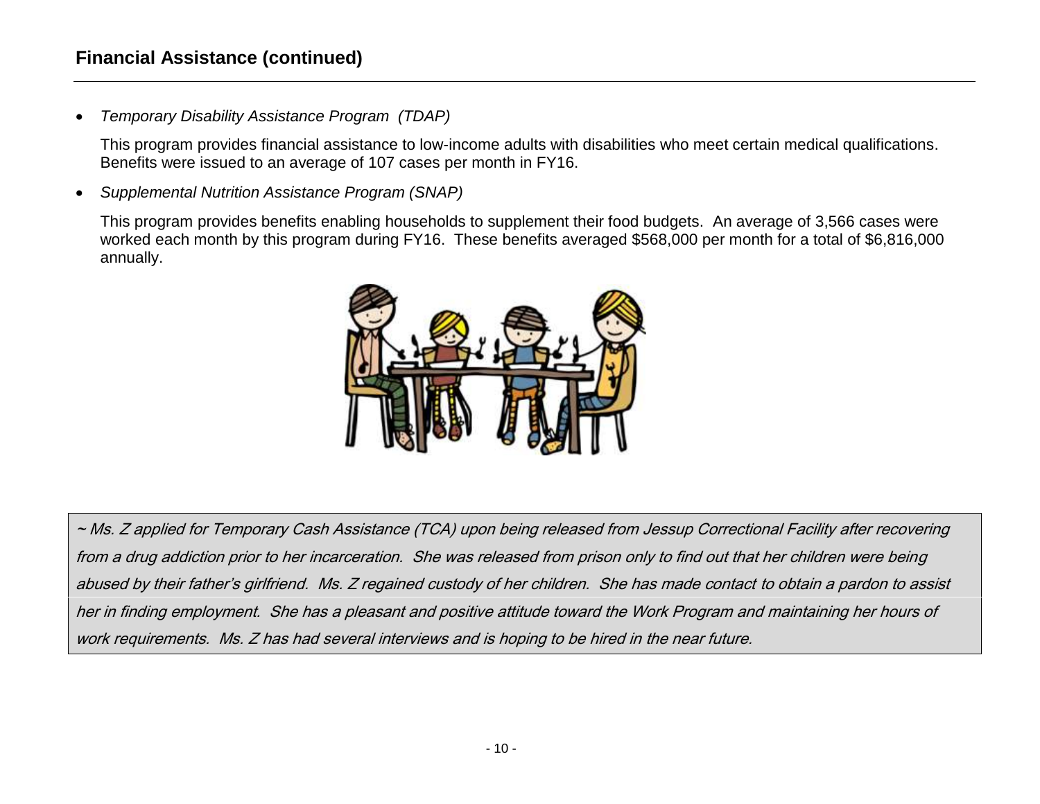## Financial Assistance (continued)

- *Temporary Disability Assistance Program (TDAP)*

  This program provides financial assistance to low-income adults with disabilities who meet certain medical qualifications. Benefits were issued to an average of 107 cases per month in FY16.

- *Supplemental Nutrition Assistance Program (SNAP)*

  This program provides benefits enabling households to supplement their food budgets. An average of 3,566 cases were worked each month by this program during FY16. These benefits averaged $568,000 per month for a total of $6,816,000 annually.

*~ Ms. Z applied for Temporary Cash Assistance (TCA) upon being released from Jessup Correctional Facility after recovering from a drug addiction prior to her incarceration. She was released from prison only to find out that her children were being abused by their father's girlfriend. Ms. Z regained custody of her children. She has made contact to obtain a pardon to assist her in finding employment. She has a pleasant and positive attitude toward the Work Program and maintaining her hours of work requirements. Ms. Z has had several interviews and is hoping to be hired in the near future.*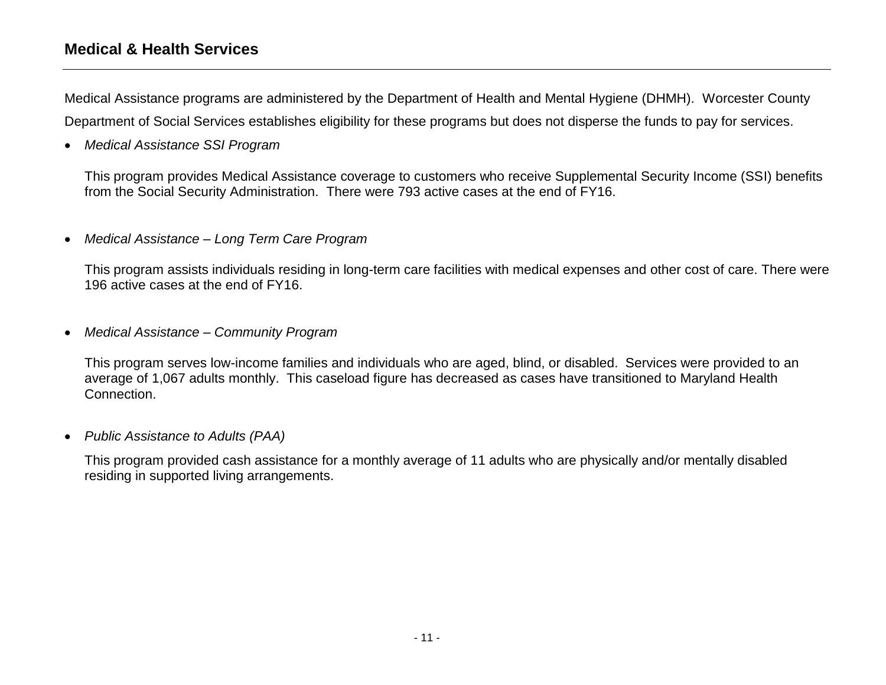## Medical & Health Services

Medical Assistance programs are administered by the Department of Health and Mental Hygiene (DHMH). Worcester County Department of Social Services establishes eligibility for these programs but does not disperse the funds to pay for services.

- *Medical Assistance SSI Program*

  This program provides Medical Assistance coverage to customers who receive Supplemental Security Income (SSI) benefits from the Social Security Administration. There were 793 active cases at the end of FY16.

- *Medical Assistance – Long Term Care Program*

  This program assists individuals residing in long-term care facilities with medical expenses and other cost of care. There were 196 active cases at the end of FY16.

- *Medical Assistance – Community Program*

  This program serves low-income families and individuals who are aged, blind, or disabled. Services were provided to an average of 1,067 adults monthly. This caseload figure has decreased as cases have transitioned to Maryland Health Connection.

- *Public Assistance to Adults (PAA)*

  This program provided cash assistance for a monthly average of 11 adults who are physically and/or mentally disabled residing in supported living arrangements.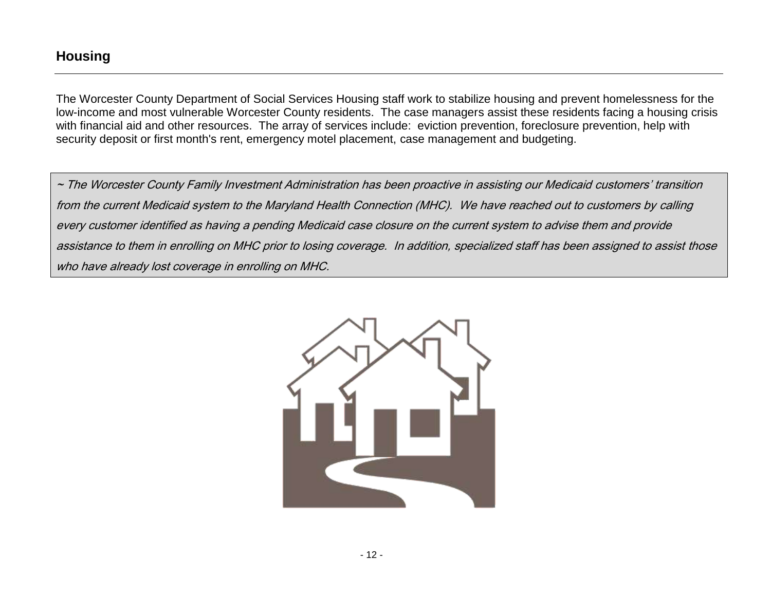## Housing

The Worcester County Department of Social Services Housing staff work to stabilize housing and prevent homelessness for the low-income and most vulnerable Worcester County residents. The case managers assist these residents facing a housing crisis with financial aid and other resources. The array of services include: eviction prevention, foreclosure prevention, help with security deposit or first month's rent, emergency motel placement, case management and budgeting.

*~ The Worcester County Family Investment Administration has been proactive in assisting our Medicaid customers' transition from the current Medicaid system to the Maryland Health Connection (MHC). We have reached out to customers by calling every customer identified as having a pending Medicaid case closure on the current system to advise them and provide assistance to them in enrolling on MHC prior to losing coverage. In addition, specialized staff has been assigned to assist those who have already lost coverage in enrolling on MHC.*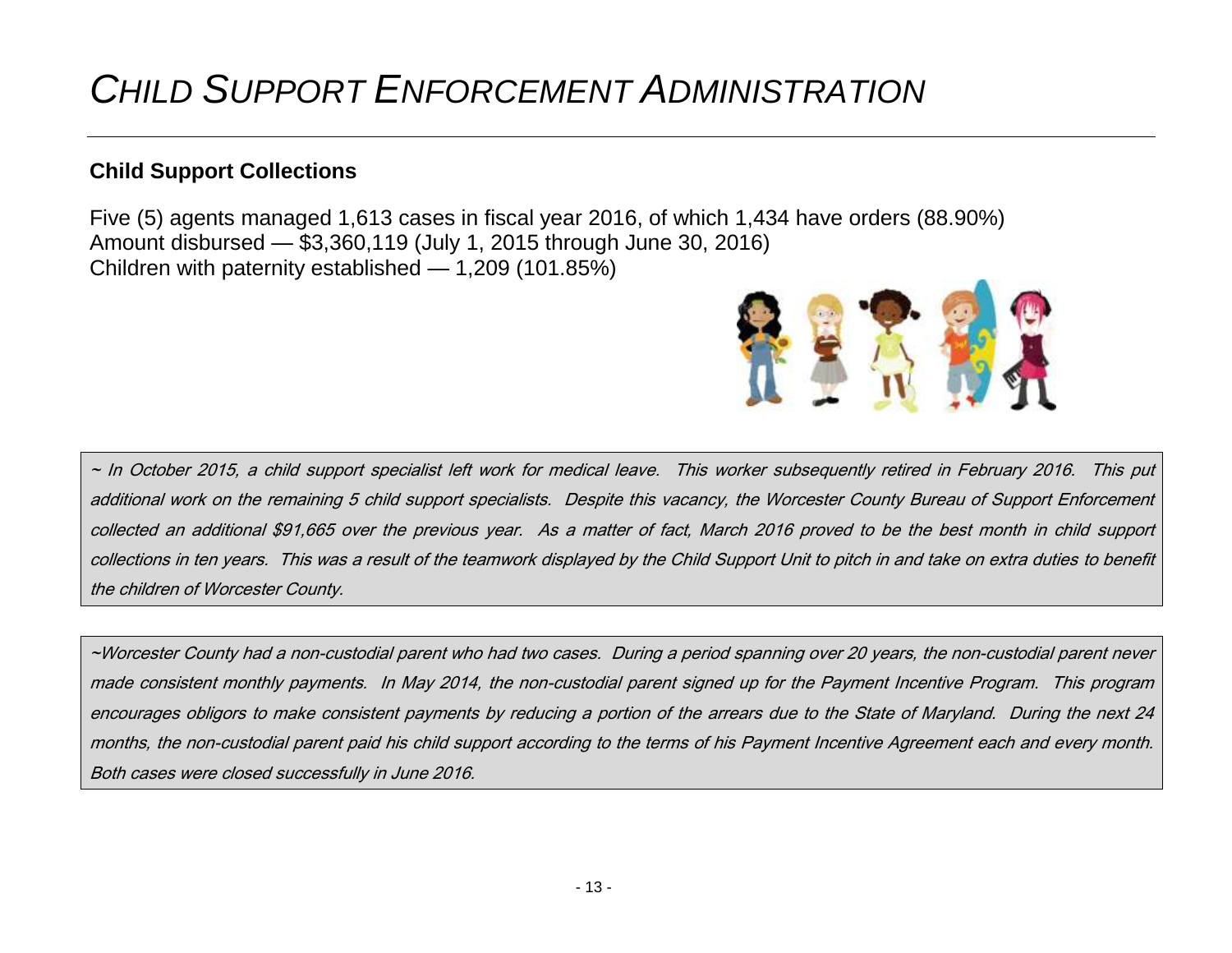# *CHILD SUPPORT ENFORCEMENT ADMINISTRATION*

## **Child Support Collections**

Five (5) agents managed 1,613 cases in fiscal year 2016, of which 1,434 have orders (88.90%)
Amount disbursed — $3,360,119 (July 1, 2015 through June 30, 2016)
Children with paternity established — 1,209 (101.85%)

*~ In October 2015, a child support specialist left work for medical leave. This worker subsequently retired in February 2016. This put additional work on the remaining 5 child support specialists. Despite this vacancy, the Worcester County Bureau of Support Enforcement collected an additional $91,665 over the previous year. As a matter of fact, March 2016 proved to be the best month in child support collections in ten years. This was a result of the teamwork displayed by the Child Support Unit to pitch in and take on extra duties to benefit the children of Worcester County.*

*~Worcester County had a non-custodial parent who had two cases. During a period spanning over 20 years, the non-custodial parent never made consistent monthly payments. In May 2014, the non-custodial parent signed up for the Payment Incentive Program. This program encourages obligors to make consistent payments by reducing a portion of the arrears due to the State of Maryland. During the next 24 months, the non-custodial parent paid his child support according to the terms of his Payment Incentive Agreement each and every month. Both cases were closed successfully in June 2016.*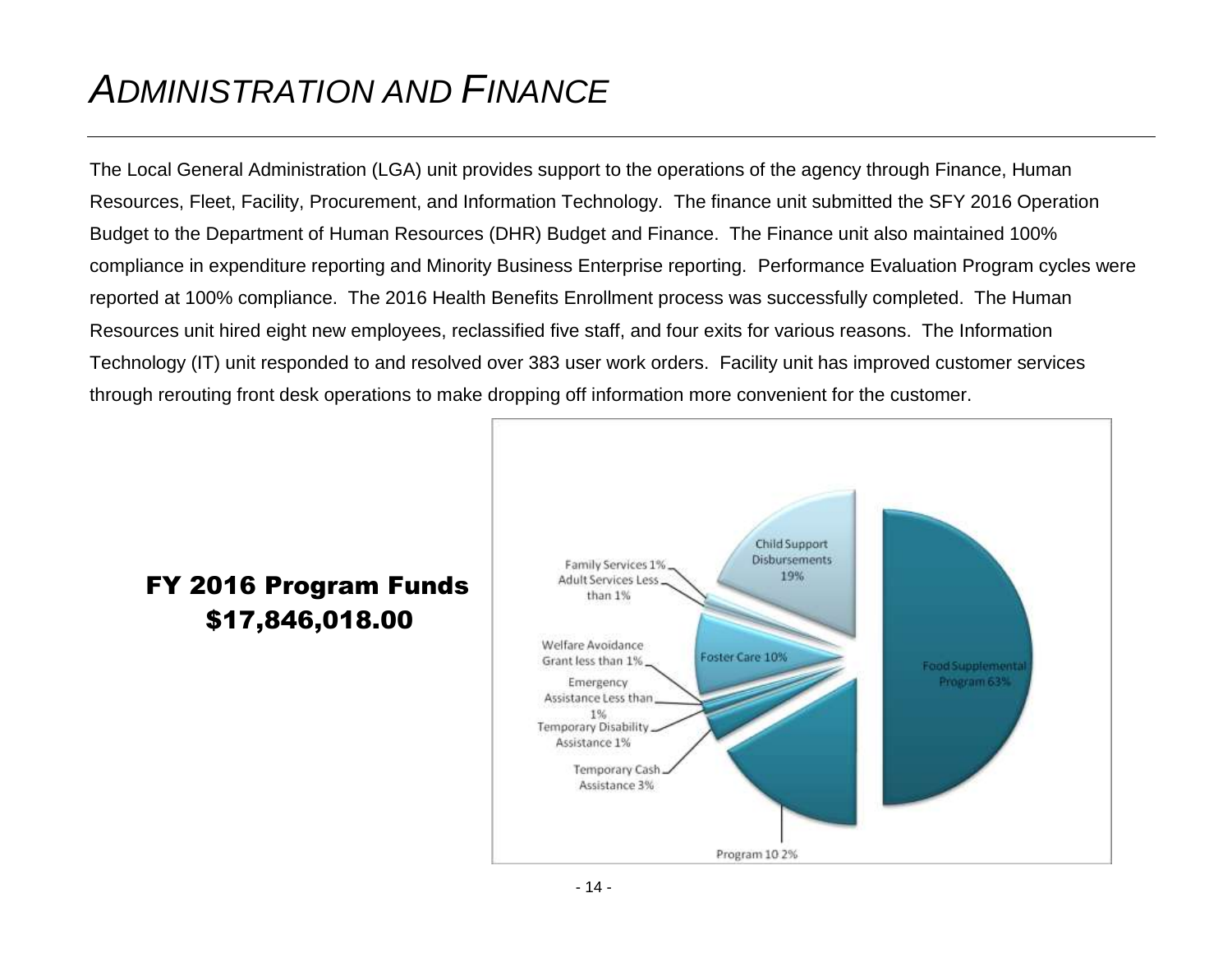# ADMINISTRATION AND FINANCE

The Local General Administration (LGA) unit provides support to the operations of the agency through Finance, Human Resources, Fleet, Facility, Procurement, and Information Technology. The finance unit submitted the SFY 2016 Operation Budget to the Department of Human Resources (DHR) Budget and Finance. The Finance unit also maintained 100% compliance in expenditure reporting and Minority Business Enterprise reporting. Performance Evaluation Program cycles were reported at 100% compliance. The 2016 Health Benefits Enrollment process was successfully completed. The Human Resources unit hired eight new employees, reclassified five staff, and four exits for various reasons. The Information Technology (IT) unit responded to and resolved over 383 user work orders. Facility unit has improved customer services through rerouting front desk operations to make dropping off information more convenient for the customer.

**FY 2016 Program Funds**
**$17,846,018.00**

Child Support Disbursements 19%
Family Services 1%
Adult Services Less than 1%
Welfare Avoidance Grant less than 1%
Foster Care 10%
Emergency Assistance Less than 1%
Temporary Disability Assistance 1%
Temporary Cash Assistance 3%
Food Supplemental Program 63%
Program 10 2%